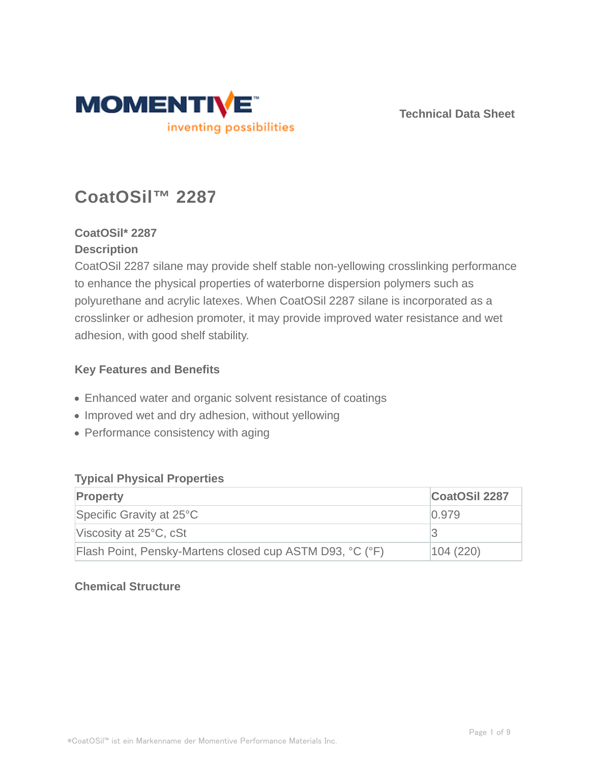Technical Data Sheet

# CoatOSil™ 2287

**CoatOSil* 2287**

**Description**

CoatOSil 2287 silane may provide shelf stable non-yellowing crosslinking performance to enhance the physical properties of waterborne dispersion polymers such as polyurethane and acrylic latexes. When CoatOSil 2287 silane is incorporated as a crosslinker or adhesion promoter, it may provide improved water resistance and wet adhesion, with good shelf stability.

## Key Features and Benefits

- Enhanced water and organic solvent resistance of coatings
- Improved wet and dry adhesion, without yellowing
- Performance consistency with aging

## Typical Physical Properties

| Property | CoatOSil 2287 |
| --- | --- |
| Specific Gravity at 25°C | 0.979 |
| Viscosity at 25°C, cSt | 3 |
| Flash Point, Pensky-Martens closed cup ASTM D93, °C (°F) | 104 (220) |

## Chemical Structure

*CoatOSil™ ist ein Markenname der Momentive Performance Materials Inc.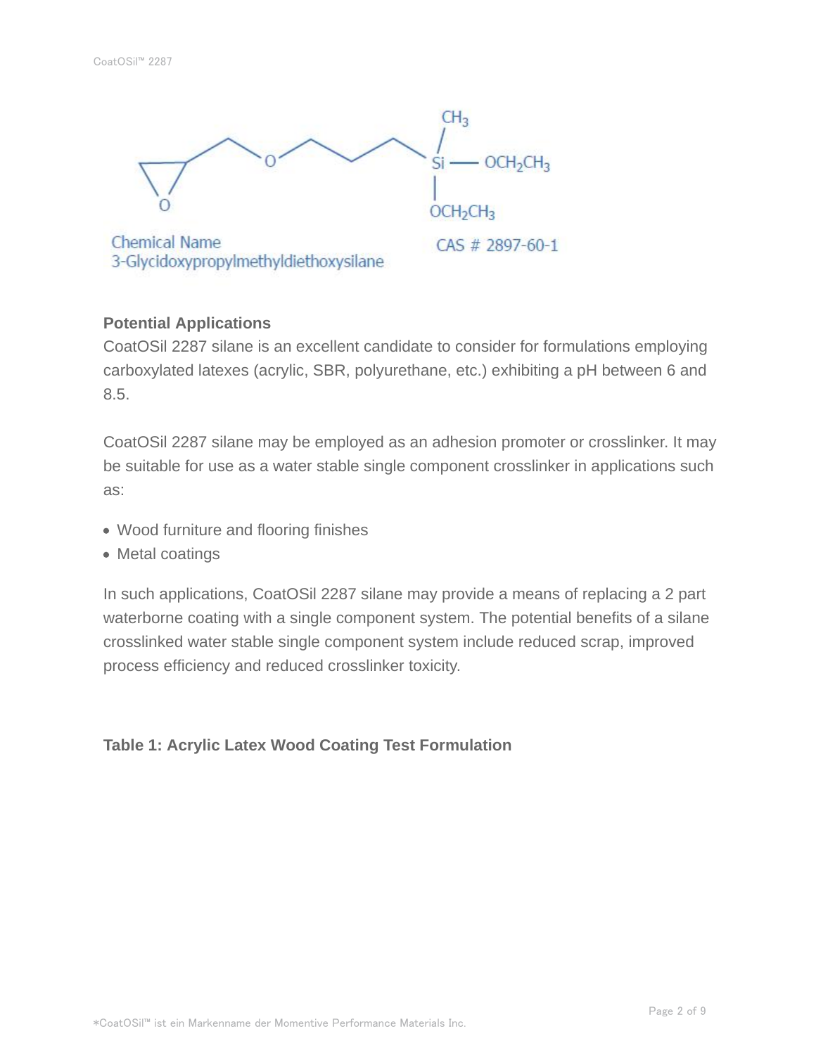Chemical Name
3-Glycidoxypropylmethyldiethoxysilane

CAS # 2897-60-1

**Potential Applications**

CoatOSil 2287 silane is an excellent candidate to consider for formulations employing carboxylated latexes (acrylic, SBR, polyurethane, etc.) exhibiting a pH between 6 and 8.5.

CoatOSil 2287 silane may be employed as an adhesion promoter or crosslinker. It may be suitable for use as a water stable single component crosslinker in applications such as:

- Wood furniture and flooring finishes
- Metal coatings

In such applications, CoatOSil 2287 silane may provide a means of replacing a 2 part waterborne coating with a single component system. The potential benefits of a silane crosslinked water stable single component system include reduced scrap, improved process efficiency and reduced crosslinker toxicity.

**Table 1: Acrylic Latex Wood Coating Test Formulation**

*CoatOSil™ ist ein Markenname der Momentive Performance Materials Inc.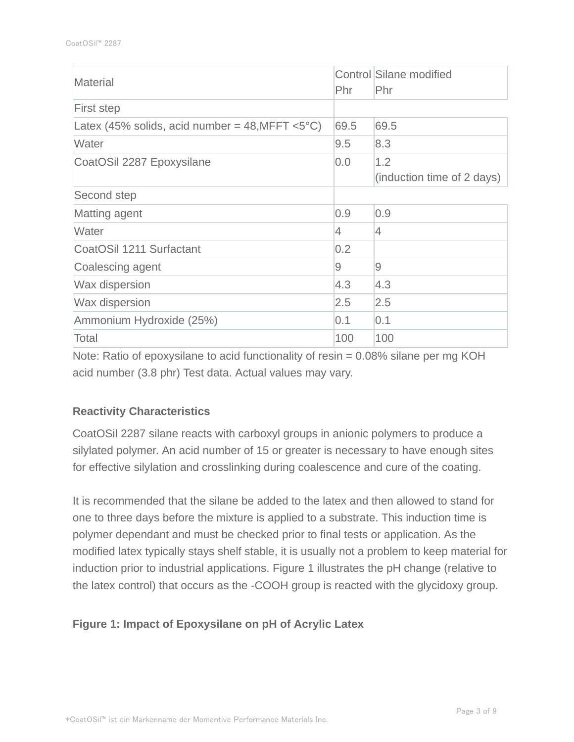| Material | Control Phr | Silane modified Phr |
| --- | --- | --- |
| First step | | |
| Latex (45% solids, acid number = 48,MFFT <5°C) | 69.5 | 69.5 |
| Water | 9.5 | 8.3 |
| CoatOSil 2287 Epoxysilane | 0.0 | 1.2 (induction time of 2 days) |
| Second step | | |
| Matting agent | 0.9 | 0.9 |
| Water | 4 | 4 |
| CoatOSil 1211 Surfactant | 0.2 | |
| Coalescing agent | 9 | 9 |
| Wax dispersion | 4.3 | 4.3 |
| Wax dispersion | 2.5 | 2.5 |
| Ammonium Hydroxide (25%) | 0.1 | 0.1 |
| Total | 100 | 100 |

Note: Ratio of epoxysilane to acid functionality of resin = 0.08% silane per mg KOH acid number (3.8 phr) Test data. Actual values may vary.

**Reactivity Characteristics**

CoatOSil 2287 silane reacts with carboxyl groups in anionic polymers to produce a silylated polymer. An acid number of 15 or greater is necessary to have enough sites for effective silylation and crosslinking during coalescence and cure of the coating.

It is recommended that the silane be added to the latex and then allowed to stand for one to three days before the mixture is applied to a substrate. This induction time is polymer dependant and must be checked prior to final tests or application. As the modified latex typically stays shelf stable, it is usually not a problem to keep material for induction prior to industrial applications. Figure 1 illustrates the pH change (relative to the latex control) that occurs as the -COOH group is reacted with the glycidoxy group.

**Figure 1: Impact of Epoxysilane on pH of Acrylic Latex**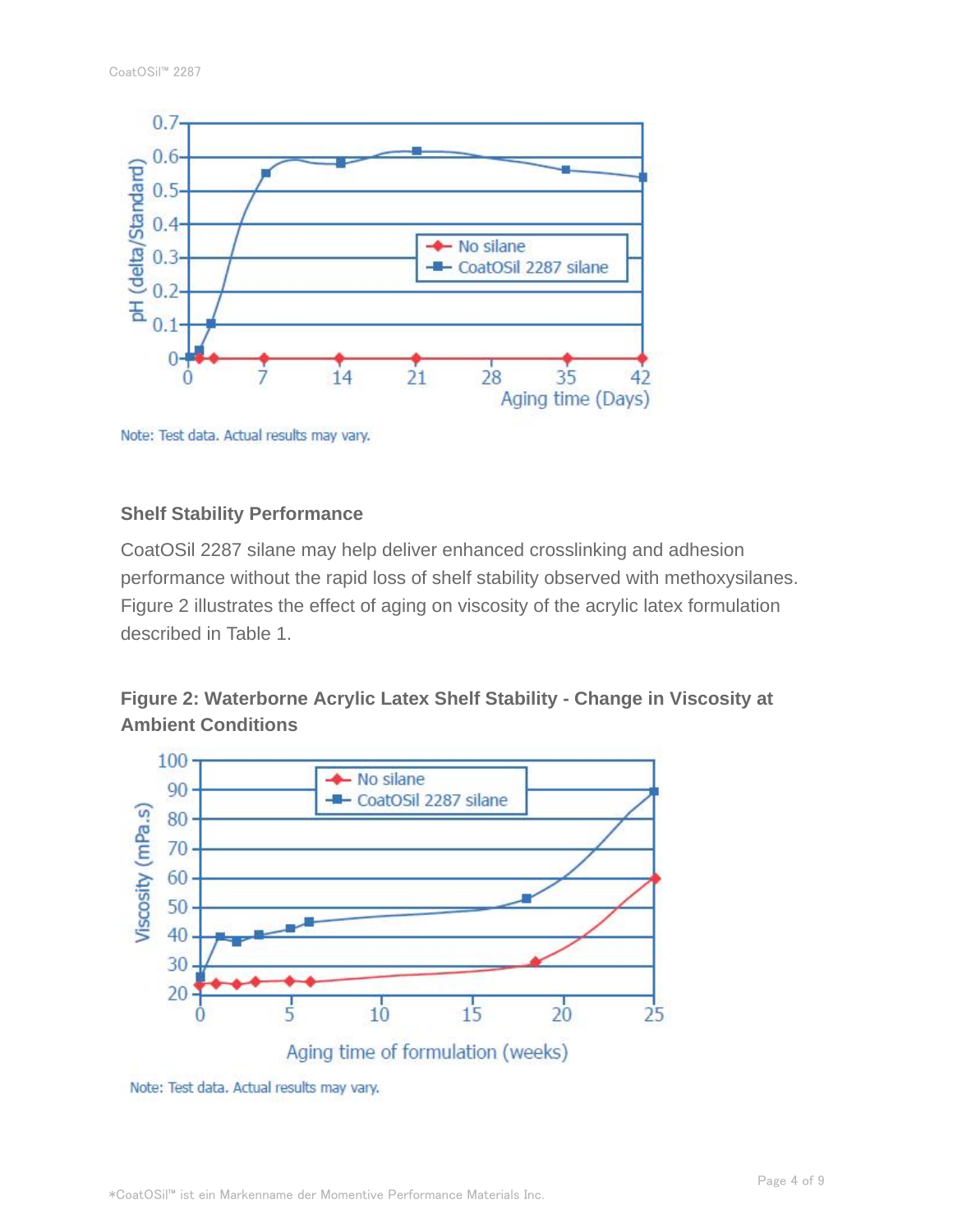Note: Test data. Actual results may vary.

### Shelf Stability Performance

CoatOSil 2287 silane may help deliver enhanced crosslinking and adhesion performance without the rapid loss of shelf stability observed with methoxysilanes. Figure 2 illustrates the effect of aging on viscosity of the acrylic latex formulation described in Table 1.

**Figure 2: Waterborne Acrylic Latex Shelf Stability - Change in Viscosity at Ambient Conditions**

Note: Test data. Actual results may vary.

*CoatOSil™ ist ein Markenname der Momentive Performance Materials Inc.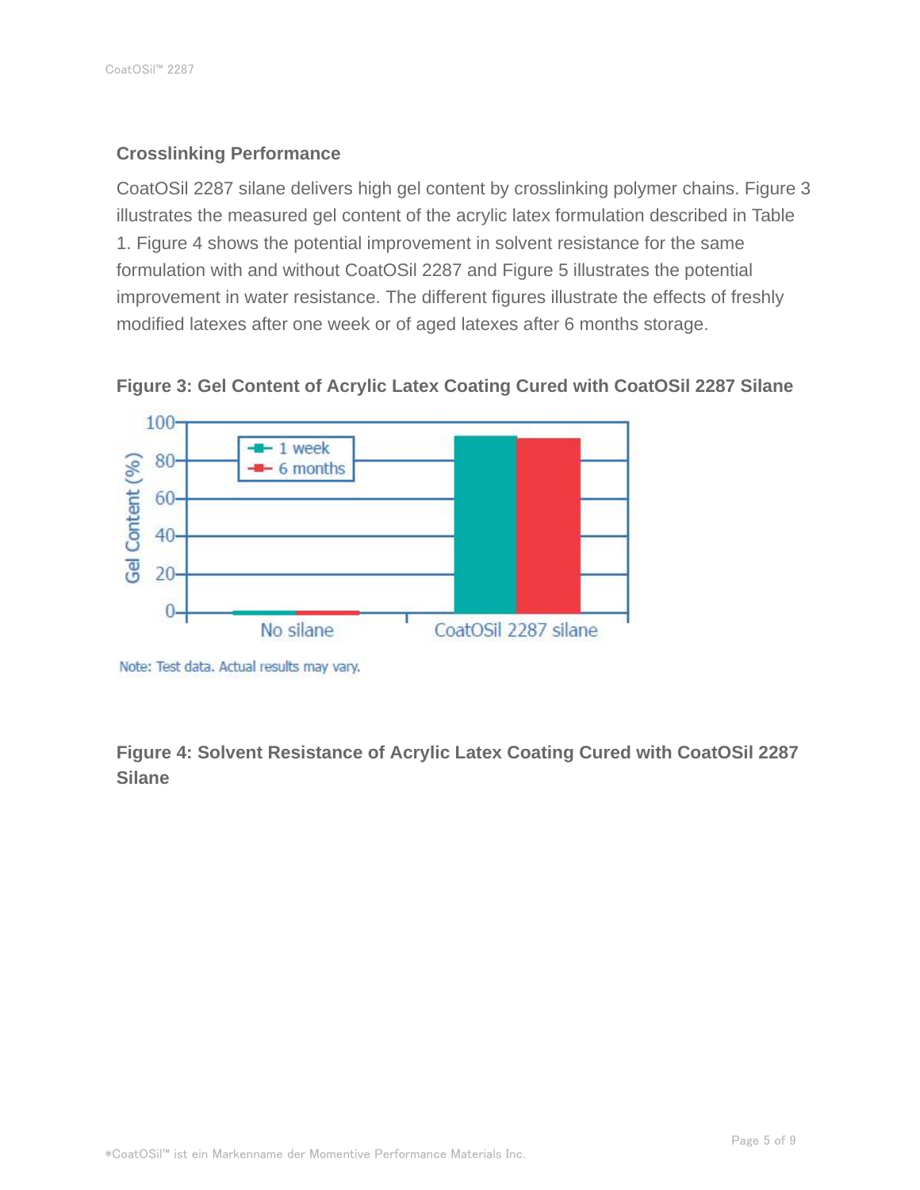## Crosslinking Performance

CoatOSil 2287 silane delivers high gel content by crosslinking polymer chains. Figure 3 illustrates the measured gel content of the acrylic latex formulation described in Table 1. Figure 4 shows the potential improvement in solvent resistance for the same formulation with and without CoatOSil 2287 and Figure 5 illustrates the potential improvement in water resistance. The different figures illustrate the effects of freshly modified latexes after one week or of aged latexes after 6 months storage.

**Figure 3: Gel Content of Acrylic Latex Coating Cured with CoatOSil 2287 Silane**

Note: Test data. Actual results may vary.

**Figure 4: Solvent Resistance of Acrylic Latex Coating Cured with CoatOSil 2287 Silane**

*CoatOSil™ ist ein Markenname der Momentive Performance Materials Inc.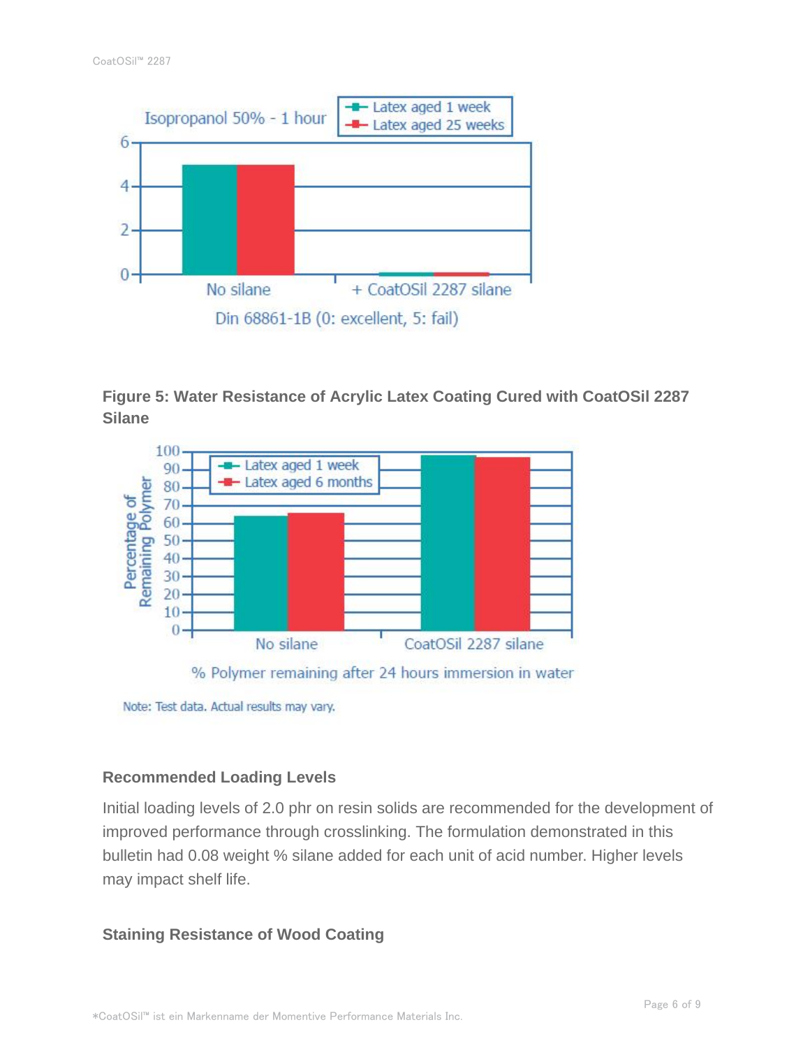**Figure 5: Water Resistance of Acrylic Latex Coating Cured with CoatOSil 2287 Silane**

Note: Test data. Actual results may vary.

### Recommended Loading Levels

Initial loading levels of 2.0 phr on resin solids are recommended for the development of improved performance through crosslinking. The formulation demonstrated in this bulletin had 0.08 weight % silane added for each unit of acid number. Higher levels may impact shelf life.

### Staining Resistance of Wood Coating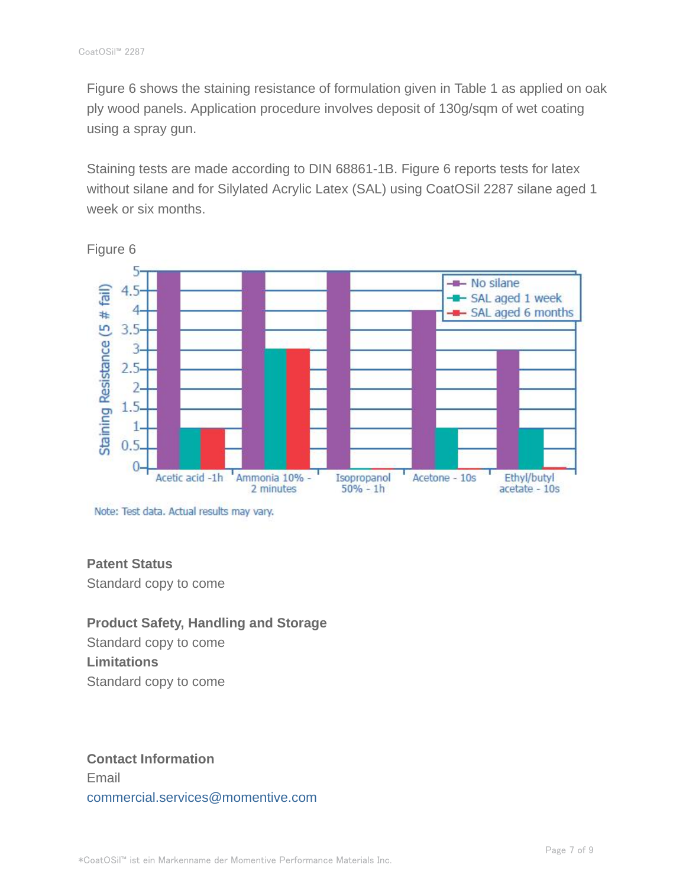Figure 6 shows the staining resistance of formulation given in Table 1 as applied on oak ply wood panels. Application procedure involves deposit of 130g/sqm of wet coating using a spray gun.

Staining tests are made according to DIN 68861-1B. Figure 6 reports tests for latex without silane and for Silylated Acrylic Latex (SAL) using CoatOSil 2287 silane aged 1 week or six months.

Figure 6

Note: Test data. Actual results may vary.

**Patent Status**

Standard copy to come

**Product Safety, Handling and Storage**

Standard copy to come

**Limitations**

Standard copy to come

**Contact Information**

Email

commercial.services@momentive.com

*CoatOSil™ ist ein Markenname der Momentive Performance Materials Inc.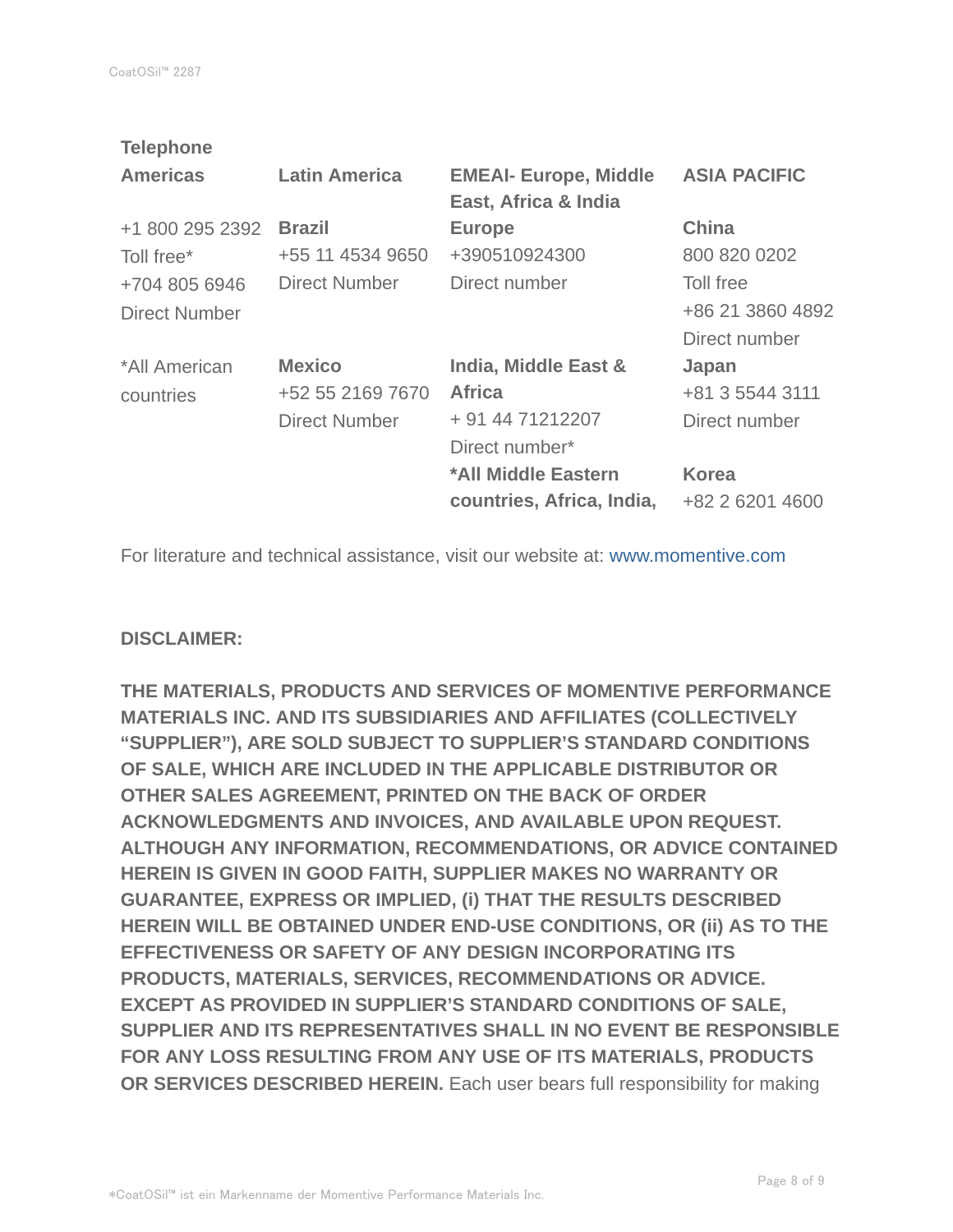**Telephone**

| Americas | Latin America | EMEAI- Europe, Middle East, Africa & India | ASIA PACIFIC |
|---|---|---|---|
| +1 800 295 2392 Toll free* +704 805 6946 Direct Number | **Brazil** +55 11 4534 9650 Direct Number | **Europe** +390510924300 Direct number | **China** 800 820 0202 Toll free +86 21 3860 4892 Direct number |
| *All American countries | **Mexico** +52 55 2169 7670 Direct Number | **India, Middle East & Africa** + 91 44 71212207 Direct number* | **Japan** +81 3 5544 3111 Direct number |
| | | ***All Middle Eastern countries, Africa, India,** | **Korea** +82 2 6201 4600 |

For literature and technical assistance, visit our website at: www.momentive.com

**DISCLAIMER:**

**THE MATERIALS, PRODUCTS AND SERVICES OF MOMENTIVE PERFORMANCE MATERIALS INC. AND ITS SUBSIDIARIES AND AFFILIATES (COLLECTIVELY "SUPPLIER"), ARE SOLD SUBJECT TO SUPPLIER'S STANDARD CONDITIONS OF SALE, WHICH ARE INCLUDED IN THE APPLICABLE DISTRIBUTOR OR OTHER SALES AGREEMENT, PRINTED ON THE BACK OF ORDER ACKNOWLEDGMENTS AND INVOICES, AND AVAILABLE UPON REQUEST. ALTHOUGH ANY INFORMATION, RECOMMENDATIONS, OR ADVICE CONTAINED HEREIN IS GIVEN IN GOOD FAITH, SUPPLIER MAKES NO WARRANTY OR GUARANTEE, EXPRESS OR IMPLIED, (i) THAT THE RESULTS DESCRIBED HEREIN WILL BE OBTAINED UNDER END-USE CONDITIONS, OR (ii) AS TO THE EFFECTIVENESS OR SAFETY OF ANY DESIGN INCORPORATING ITS PRODUCTS, MATERIALS, SERVICES, RECOMMENDATIONS OR ADVICE. EXCEPT AS PROVIDED IN SUPPLIER'S STANDARD CONDITIONS OF SALE, SUPPLIER AND ITS REPRESENTATIVES SHALL IN NO EVENT BE RESPONSIBLE FOR ANY LOSS RESULTING FROM ANY USE OF ITS MATERIALS, PRODUCTS OR SERVICES DESCRIBED HEREIN.** Each user bears full responsibility for making

*CoatOSil™ ist ein Markenname der Momentive Performance Materials Inc.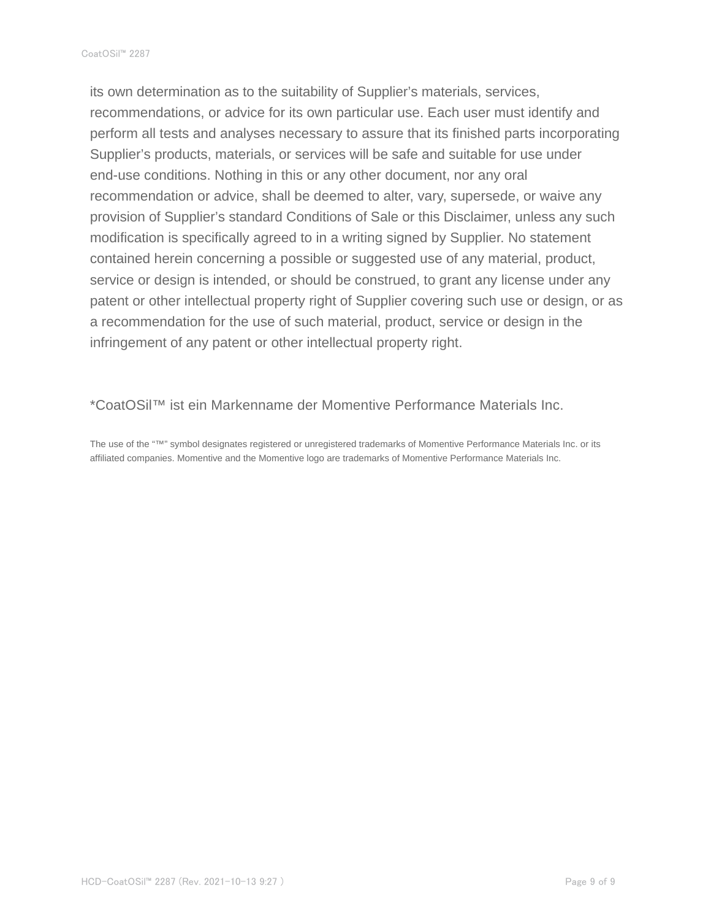its own determination as to the suitability of Supplier's materials, services, recommendations, or advice for its own particular use. Each user must identify and perform all tests and analyses necessary to assure that its finished parts incorporating Supplier's products, materials, or services will be safe and suitable for use under end-use conditions. Nothing in this or any other document, nor any oral recommendation or advice, shall be deemed to alter, vary, supersede, or waive any provision of Supplier's standard Conditions of Sale or this Disclaimer, unless any such modification is specifically agreed to in a writing signed by Supplier. No statement contained herein concerning a possible or suggested use of any material, product, service or design is intended, or should be construed, to grant any license under any patent or other intellectual property right of Supplier covering such use or design, or as a recommendation for the use of such material, product, service or design in the infringement of any patent or other intellectual property right.

*CoatOSil™ ist ein Markenname der Momentive Performance Materials Inc.

The use of the "™" symbol designates registered or unregistered trademarks of Momentive Performance Materials Inc. or its affiliated companies. Momentive and the Momentive logo are trademarks of Momentive Performance Materials Inc.